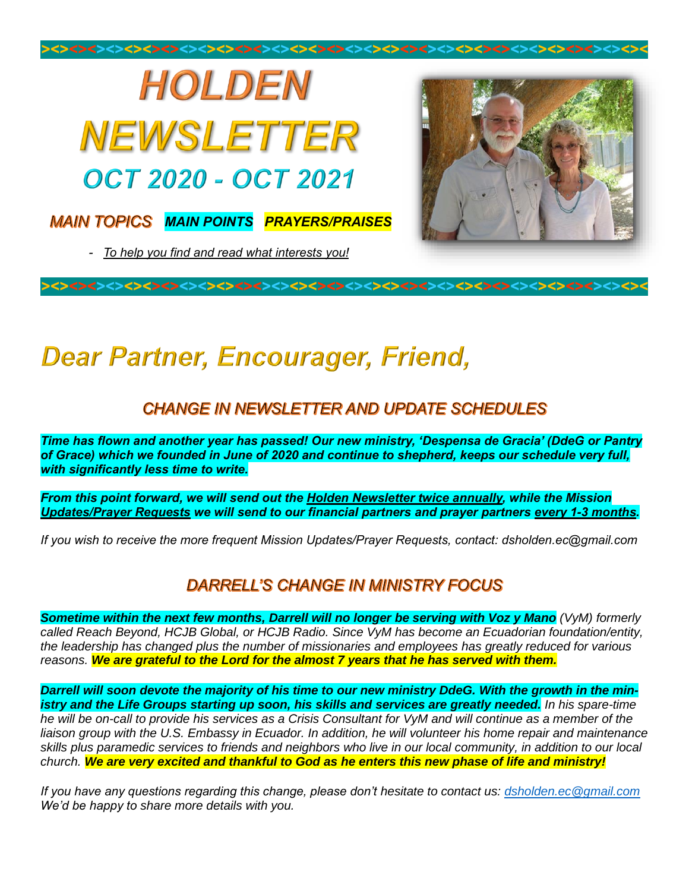# HOLDEN NEWSLETTER

## OCT 2020 - OCT 2021

*MAIN TOPICS* ***MAIN POINTS*** ***PRAYERS/PRAISES***

- *To help you find and read what interests you!*

# *Dear Partner, Encourager, Friend,*

### *CHANGE IN NEWSLETTER AND UPDATE SCHEDULES*

***Time has flown and another year has passed! Our new ministry, 'Despensa de Gracia' (DdeG or Pantry of Grace) which we founded in June of 2020 and continue to shepherd, keeps our schedule very full, with significantly less time to write.***

***From this point forward, we will send out the Holden Newsletter twice annually, while the Mission Updates/Prayer Requests we will send to our financial partners and prayer partners every 1-3 months.***

*If you wish to receive the more frequent Mission Updates/Prayer Requests, contact: dsholden.ec@gmail.com*

### *DARRELL'S CHANGE IN MINISTRY FOCUS*

***Sometime within the next few months, Darrell will no longer be serving with Voz y Mano*** *(VyM) formerly called Reach Beyond, HCJB Global, or HCJB Radio. Since VyM has become an Ecuadorian foundation/entity, the leadership has changed plus the number of missionaries and employees has greatly reduced for various reasons.* ***We are grateful to the Lord for the almost 7 years that he has served with them.***

***Darrell will soon devote the majority of his time to our new ministry DdeG. With the growth in the ministry and the Life Groups starting up soon, his skills and services are greatly needed.*** *In his spare-time he will be on-call to provide his services as a Crisis Consultant for VyM and will continue as a member of the liaison group with the U.S. Embassy in Ecuador. In addition, he will volunteer his home repair and maintenance skills plus paramedic services to friends and neighbors who live in our local community, in addition to our local church.* ***We are very excited and thankful to God as he enters this new phase of life and ministry!***

*If you have any questions regarding this change, please don't hesitate to contact us: dsholden.ec@gmail.com We'd be happy to share more details with you.*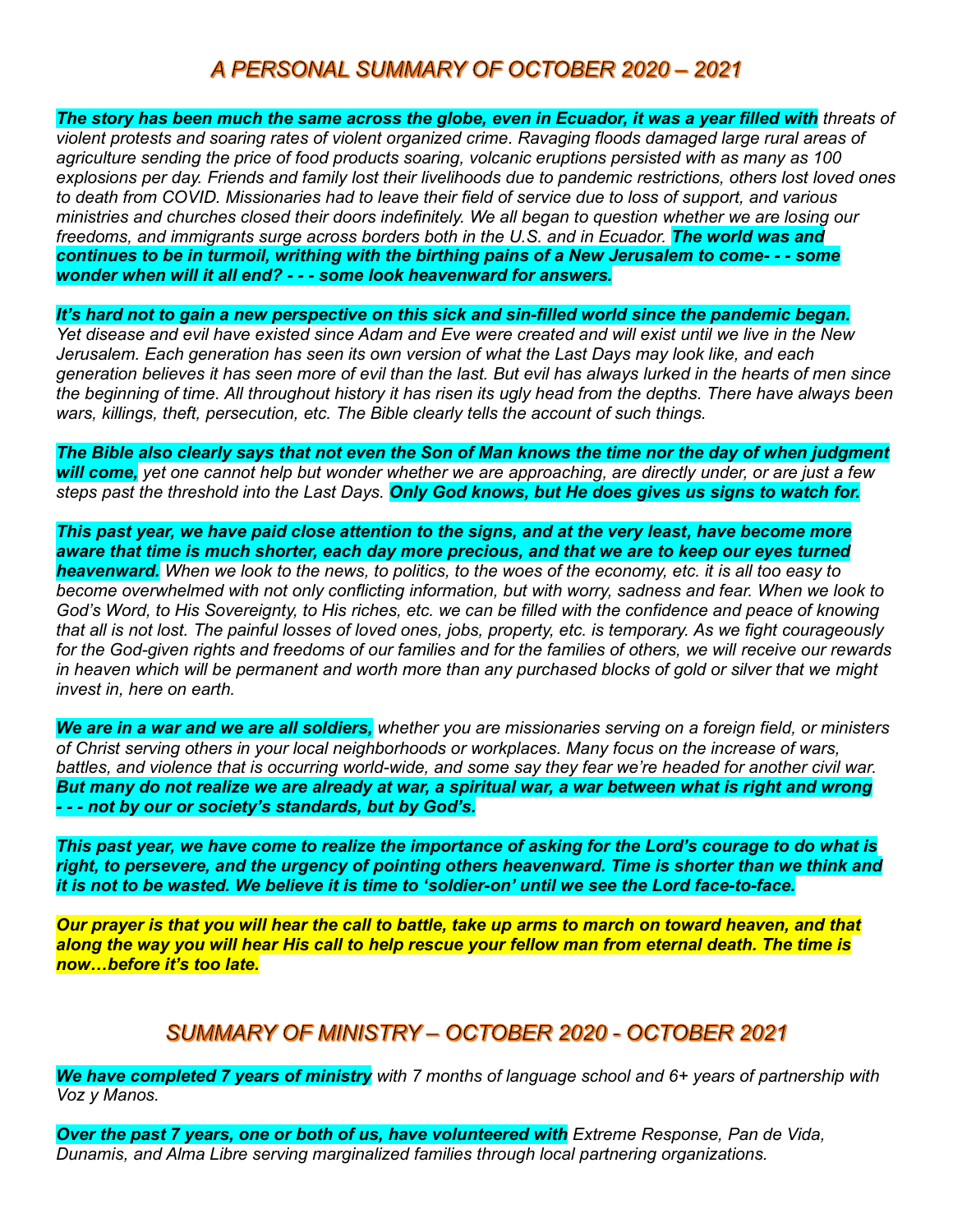# *A PERSONAL SUMMARY OF OCTOBER 2020 – 2021*

***The story has been much the same across the globe, even in Ecuador, it was a year filled with*** *threats of violent protests and soaring rates of violent organized crime. Ravaging floods damaged large rural areas of agriculture sending the price of food products soaring, volcanic eruptions persisted with as many as 100 explosions per day. Friends and family lost their livelihoods due to pandemic restrictions, others lost loved ones to death from COVID. Missionaries had to leave their field of service due to loss of support, and various ministries and churches closed their doors indefinitely. We all began to question whether we are losing our freedoms, and immigrants surge across borders both in the U.S. and in Ecuador.* ***The world was and continues to be in turmoil, writhing with the birthing pains of a New Jerusalem to come- - - some wonder when will it all end? - - - some look heavenward for answers.***

***It's hard not to gain a new perspective on this sick and sin-filled world since the pandemic began.*** *Yet disease and evil have existed since Adam and Eve were created and will exist until we live in the New Jerusalem. Each generation has seen its own version of what the Last Days may look like, and each generation believes it has seen more of evil than the last. But evil has always lurked in the hearts of men since the beginning of time. All throughout history it has risen its ugly head from the depths. There have always been wars, killings, theft, persecution, etc. The Bible clearly tells the account of such things.*

***The Bible also clearly says that not even the Son of Man knows the time nor the day of when judgment will come,*** *yet one cannot help but wonder whether we are approaching, are directly under, or are just a few steps past the threshold into the Last Days.* ***Only God knows, but He does gives us signs to watch for.***

***This past year, we have paid close attention to the signs, and at the very least, have become more aware that time is much shorter, each day more precious, and that we are to keep our eyes turned heavenward.*** *When we look to the news, to politics, to the woes of the economy, etc. it is all too easy to become overwhelmed with not only conflicting information, but with worry, sadness and fear. When we look to God's Word, to His Sovereignty, to His riches, etc. we can be filled with the confidence and peace of knowing that all is not lost. The painful losses of loved ones, jobs, property, etc. is temporary. As we fight courageously for the God-given rights and freedoms of our families and for the families of others, we will receive our rewards in heaven which will be permanent and worth more than any purchased blocks of gold or silver that we might invest in, here on earth.*

***We are in a war and we are all soldiers,*** *whether you are missionaries serving on a foreign field, or ministers of Christ serving others in your local neighborhoods or workplaces. Many focus on the increase of wars, battles, and violence that is occurring world-wide, and some say they fear we're headed for another civil war.* ***But many do not realize we are already at war, a spiritual war, a war between what is right and wrong - - - not by our or society's standards, but by God's.***

***This past year, we have come to realize the importance of asking for the Lord's courage to do what is right, to persevere, and the urgency of pointing others heavenward. Time is shorter than we think and it is not to be wasted. We believe it is time to 'soldier-on' until we see the Lord face-to-face.***

***Our prayer is that you will hear the call to battle, take up arms to march on toward heaven, and that along the way you will hear His call to help rescue your fellow man from eternal death. The time is now…before it's too late.***

# *SUMMARY OF MINISTRY – OCTOBER 2020 - OCTOBER 2021*

***We have completed 7 years of ministry*** *with 7 months of language school and 6+ years of partnership with Voz y Manos.*

***Over the past 7 years, one or both of us, have volunteered with*** *Extreme Response, Pan de Vida, Dunamis, and Alma Libre serving marginalized families through local partnering organizations.*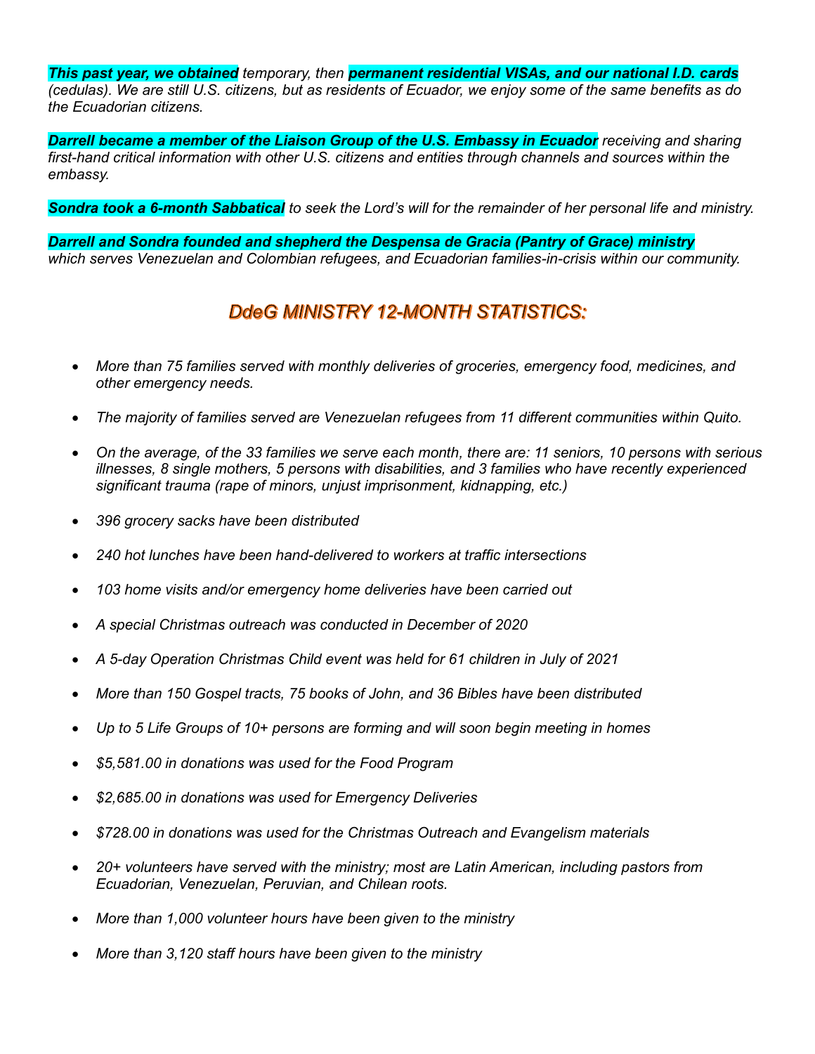***This past year, we obtained*** *temporary, then* ***permanent residential VISAs, and our national I.D. cards*** *(cedulas). We are still U.S. citizens, but as residents of Ecuador, we enjoy some of the same benefits as do the Ecuadorian citizens.*

***Darrell became a member of the Liaison Group of the U.S. Embassy in Ecuador*** *receiving and sharing first-hand critical information with other U.S. citizens and entities through channels and sources within the embassy.*

***Sondra took a 6-month Sabbatical*** *to seek the Lord's will for the remainder of her personal life and ministry.*

***Darrell and Sondra founded and shepherd the Despensa de Gracia (Pantry of Grace) ministry*** *which serves Venezuelan and Colombian refugees, and Ecuadorian families-in-crisis within our community.*

## *DdeG MINISTRY 12-MONTH STATISTICS:*

- *More than 75 families served with monthly deliveries of groceries, emergency food, medicines, and other emergency needs.*
- *The majority of families served are Venezuelan refugees from 11 different communities within Quito.*
- *On the average, of the 33 families we serve each month, there are: 11 seniors, 10 persons with serious illnesses, 8 single mothers, 5 persons with disabilities, and 3 families who have recently experienced significant trauma (rape of minors, unjust imprisonment, kidnapping, etc.)*
- *396 grocery sacks have been distributed*
- *240 hot lunches have been hand-delivered to workers at traffic intersections*
- *103 home visits and/or emergency home deliveries have been carried out*
- *A special Christmas outreach was conducted in December of 2020*
- *A 5-day Operation Christmas Child event was held for 61 children in July of 2021*
- *More than 150 Gospel tracts, 75 books of John, and 36 Bibles have been distributed*
- *Up to 5 Life Groups of 10+ persons are forming and will soon begin meeting in homes*
- *$5,581.00 in donations was used for the Food Program*
- *$2,685.00 in donations was used for Emergency Deliveries*
- *$728.00 in donations was used for the Christmas Outreach and Evangelism materials*
- *20+ volunteers have served with the ministry; most are Latin American, including pastors from Ecuadorian, Venezuelan, Peruvian, and Chilean roots.*
- *More than 1,000 volunteer hours have been given to the ministry*
- *More than 3,120 staff hours have been given to the ministry*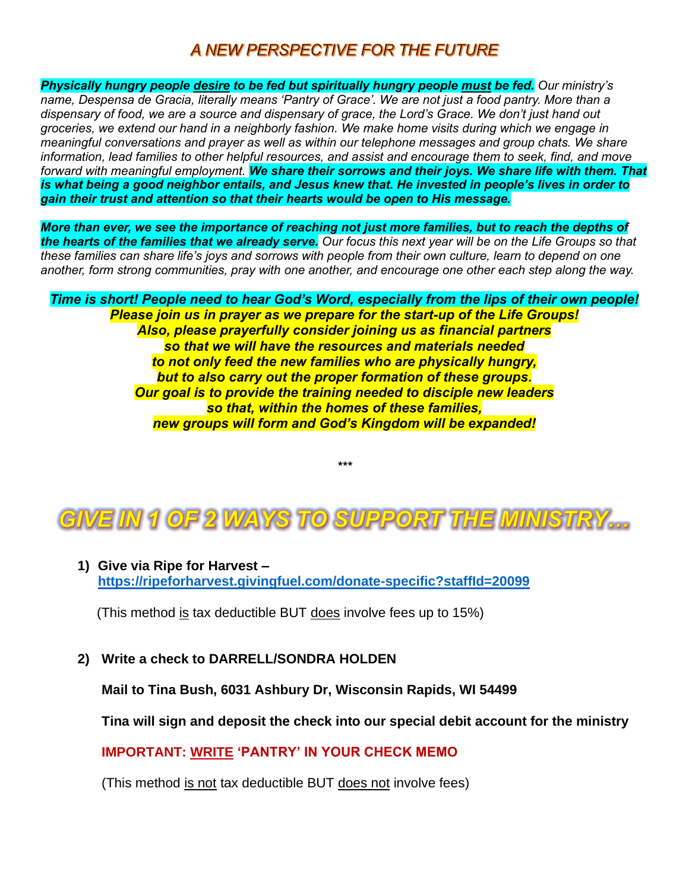# A NEW PERSPECTIVE FOR THE FUTURE

***Physically hungry people desire to be fed but spiritually hungry people must be fed.*** *Our ministry's name, Despensa de Gracia, literally means 'Pantry of Grace'. We are not just a food pantry. More than a dispensary of food, we are a source and dispensary of grace, the Lord's Grace. We don't just hand out groceries, we extend our hand in a neighborly fashion. We make home visits during which we engage in meaningful conversations and prayer as well as within our telephone messages and group chats. We share information, lead families to other helpful resources, and assist and encourage them to seek, find, and move forward with meaningful employment.* ***We share their sorrows and their joys. We share life with them. That is what being a good neighbor entails, and Jesus knew that. He invested in people's lives in order to gain their trust and attention so that their hearts would be open to His message.***

***More than ever, we see the importance of reaching not just more families, but to reach the depths of the hearts of the families that we already serve.*** *Our focus this next year will be on the Life Groups so that these families can share life's joys and sorrows with people from their own culture, learn to depend on one another, form strong communities, pray with one another, and encourage one other each step along the way.*

***Time is short! People need to hear God's Word, especially from the lips of their own people!***
***Please join us in prayer as we prepare for the start-up of the Life Groups!***
***Also, please prayerfully consider joining us as financial partners***
***so that we will have the resources and materials needed***
***to not only feed the new families who are physically hungry,***
***but to also carry out the proper formation of these groups.***
***Our goal is to provide the training needed to disciple new leaders***
***so that, within the homes of these families,***
***new groups will form and God's Kingdom will be expanded!***

***

# GIVE IN 1 OF 2 WAYS TO SUPPORT THE MINISTRY…

1) **Give via Ripe for Harvest –**
   **https://ripeforharvest.givingfuel.com/donate-specific?staffId=20099**

   (This method is tax deductible BUT does involve fees up to 15%)

2) **Write a check to DARRELL/SONDRA HOLDEN**

   **Mail to Tina Bush, 6031 Ashbury Dr, Wisconsin Rapids, WI 54499**

   **Tina will sign and deposit the check into our special debit account for the ministry**

   **IMPORTANT: WRITE 'PANTRY' IN YOUR CHECK MEMO**

   (This method is not tax deductible BUT does not involve fees)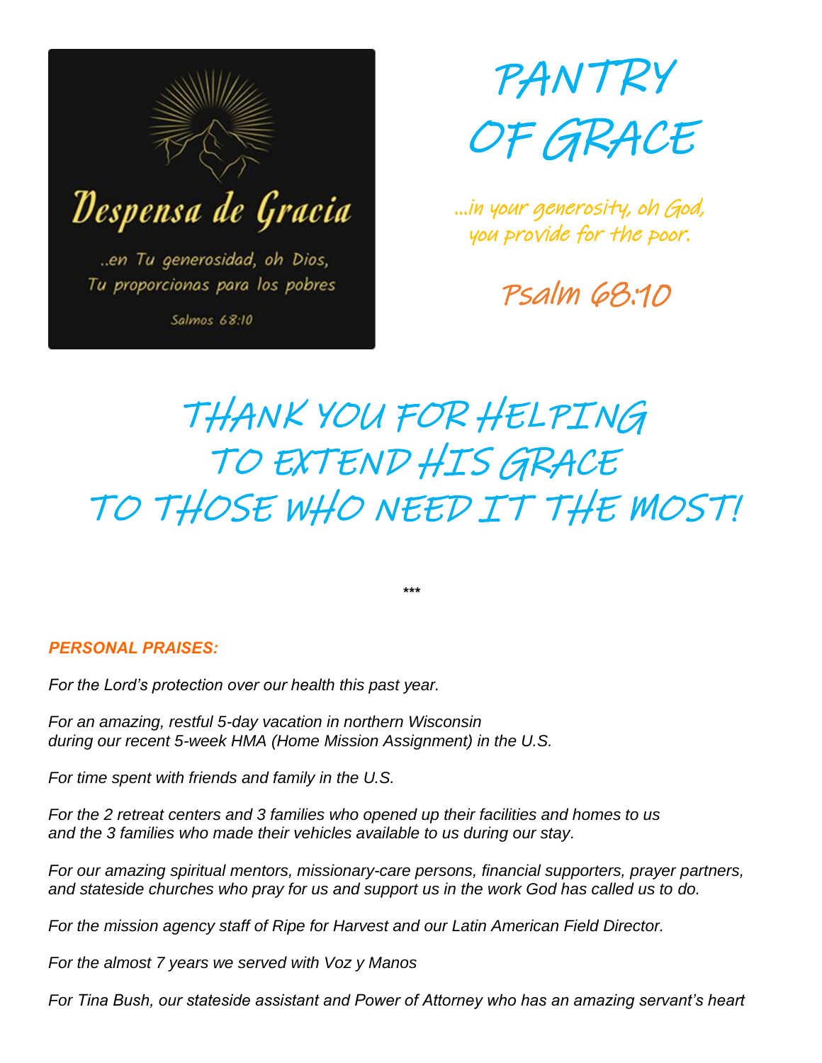Despensa de Gracia

..en Tu generosidad, oh Dios,
Tu proporcionas para los pobres

Salmos 68:10

# PANTRY OF GRACE

...in your generosity, oh God,
you provide for the poor.

Psalm 68:10

# THANK YOU FOR HELPING TO EXTEND HIS GRACE TO THOSE WHO NEED IT THE MOST!

***

***PERSONAL PRAISES:***

*For the Lord's protection over our health this past year.*

*For an amazing, restful 5-day vacation in northern Wisconsin during our recent 5-week HMA (Home Mission Assignment) in the U.S.*

*For time spent with friends and family in the U.S.*

*For the 2 retreat centers and 3 families who opened up their facilities and homes to us and the 3 families who made their vehicles available to us during our stay.*

*For our amazing spiritual mentors, missionary-care persons, financial supporters, prayer partners, and stateside churches who pray for us and support us in the work God has called us to do.*

*For the mission agency staff of Ripe for Harvest and our Latin American Field Director.*

*For the almost 7 years we served with Voz y Manos*

*For Tina Bush, our stateside assistant and Power of Attorney who has an amazing servant's heart*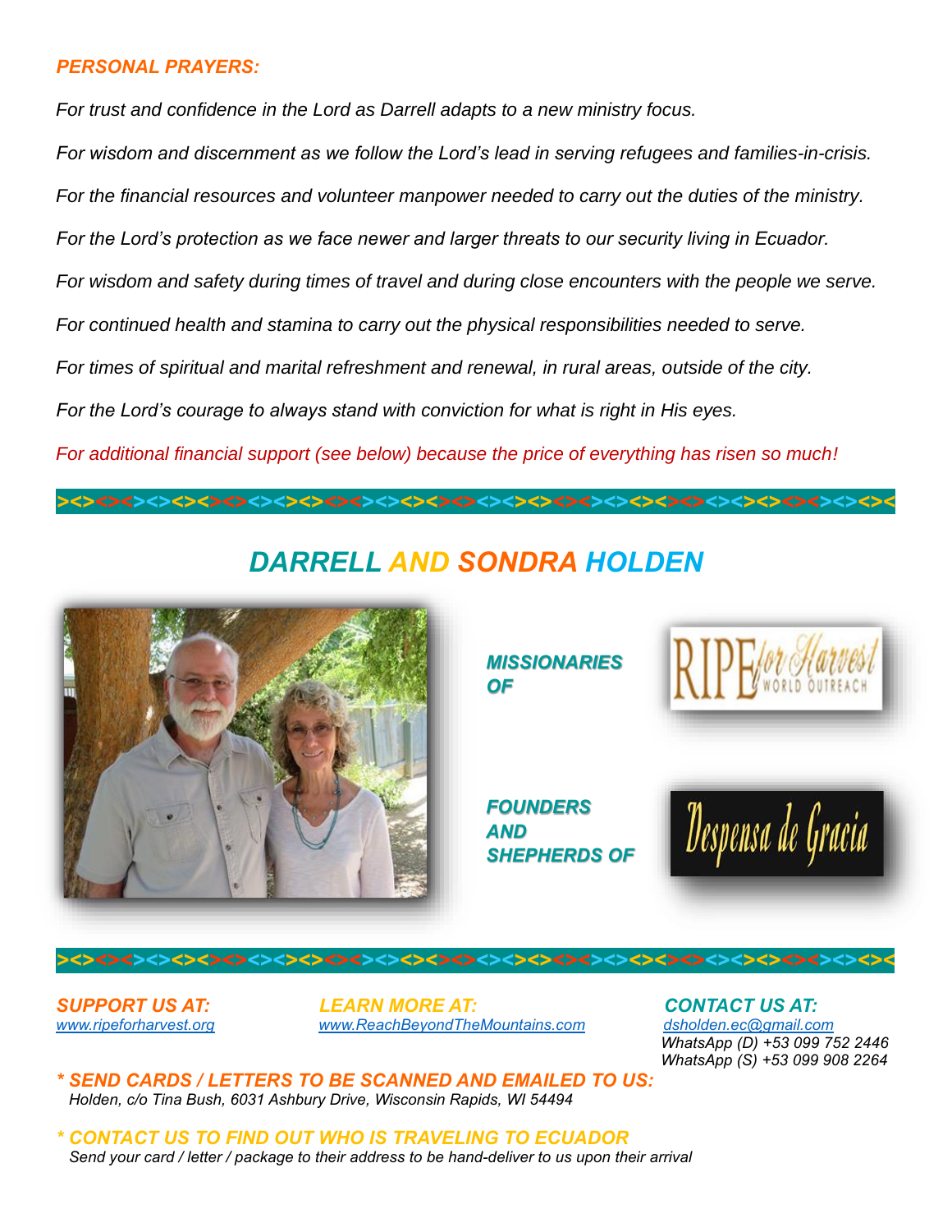### *PERSONAL PRAYERS:*

*For trust and confidence in the Lord as Darrell adapts to a new ministry focus.*

*For wisdom and discernment as we follow the Lord's lead in serving refugees and families-in-crisis.*

*For the financial resources and volunteer manpower needed to carry out the duties of the ministry.*

*For the Lord's protection as we face newer and larger threats to our security living in Ecuador.*

*For wisdom and safety during times of travel and during close encounters with the people we serve.*

*For continued health and stamina to carry out the physical responsibilities needed to serve.*

*For times of spiritual and marital refreshment and renewal, in rural areas, outside of the city.*

*For the Lord's courage to always stand with conviction for what is right in His eyes.*

*For additional financial support (see below) because the price of everything has risen so much!*

## *DARRELL AND SONDRA HOLDEN*

***MISSIONARIES OF*** RIPE for Harvest World Outreach

***FOUNDERS AND SHEPHERDS OF*** Despensa de Gracia

***SUPPORT US AT:***
*www.ripeforharvest.org*

***LEARN MORE AT:***
*www.ReachBeyondTheMountains.com*

***CONTACT US AT:***
*dsholden.ec@gmail.com*
*WhatsApp (D) +53 099 752 2446*
*WhatsApp (S) +53 099 908 2264*

***\* SEND CARDS / LETTERS TO BE SCANNED AND EMAILED TO US:***
*Holden, c/o Tina Bush, 6031 Ashbury Drive, Wisconsin Rapids, WI 54494*

***\* CONTACT US TO FIND OUT WHO IS TRAVELING TO ECUADOR***
*Send your card / letter / package to their address to be hand-deliver to us upon their arrival*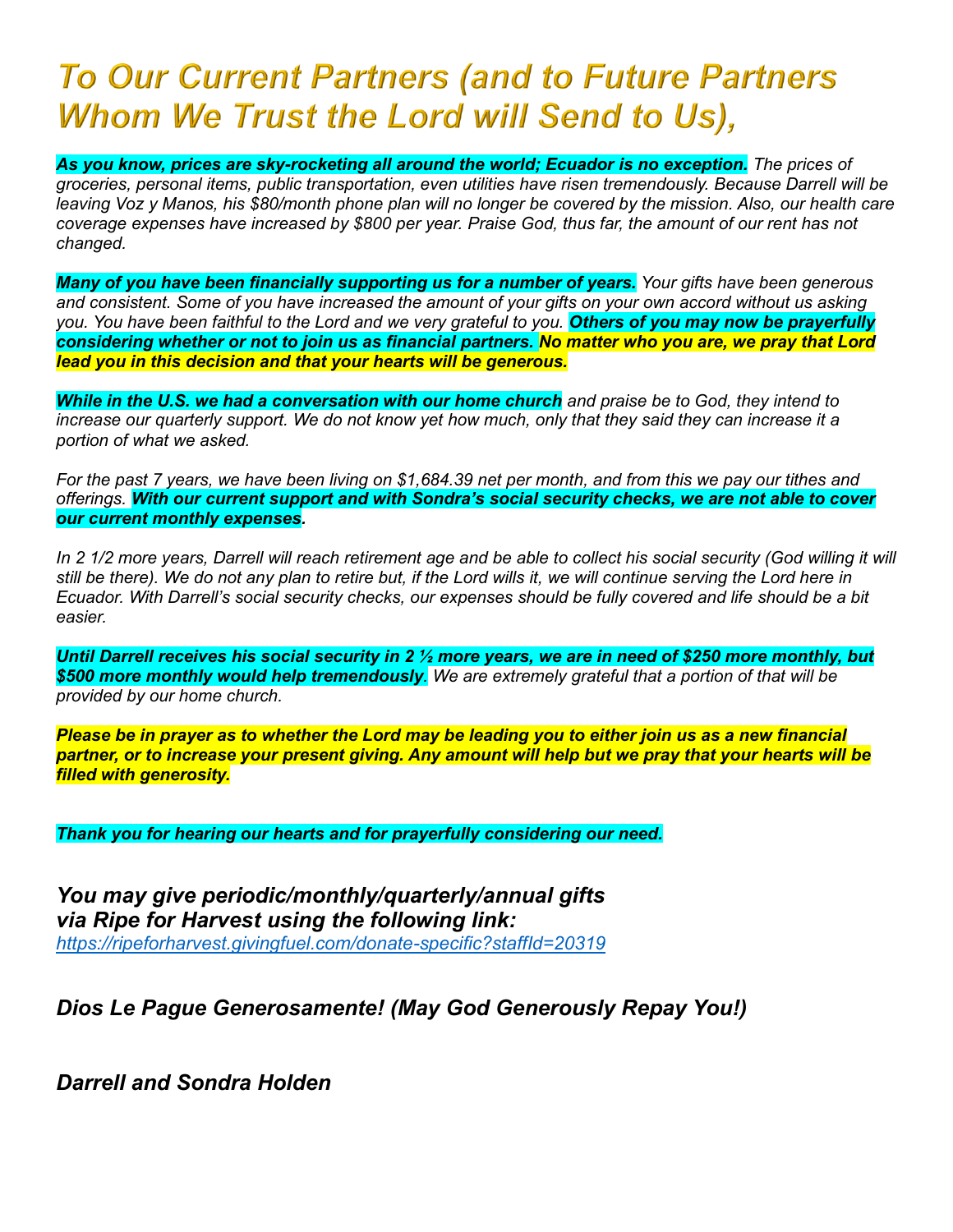# To Our Current Partners (and to Future Partners Whom We Trust the Lord will Send to Us),

***As you know, prices are sky-rocketing all around the world; Ecuador is no exception.*** *The prices of groceries, personal items, public transportation, even utilities have risen tremendously. Because Darrell will be leaving Voz y Manos, his $80/month phone plan will no longer be covered by the mission. Also, our health care coverage expenses have increased by $800 per year. Praise God, thus far, the amount of our rent has not changed.*

***Many of you have been financially supporting us for a number of years.*** *Your gifts have been generous and consistent. Some of you have increased the amount of your gifts on your own accord without us asking you. You have been faithful to the Lord and we very grateful to you.* ***Others of you may now be prayerfully considering whether or not to join us as financial partners. No matter who you are, we pray that Lord lead you in this decision and that your hearts will be generous.***

***While in the U.S. we had a conversation with our home church*** *and praise be to God, they intend to increase our quarterly support. We do not know yet how much, only that they said they can increase it a portion of what we asked.*

*For the past 7 years, we have been living on $1,684.39 net per month, and from this we pay our tithes and offerings.* ***With our current support and with Sondra's social security checks, we are not able to cover our current monthly expenses.***

*In 2 1/2 more years, Darrell will reach retirement age and be able to collect his social security (God willing it will still be there). We do not any plan to retire but, if the Lord wills it, we will continue serving the Lord here in Ecuador. With Darrell's social security checks, our expenses should be fully covered and life should be a bit easier.*

***Until Darrell receives his social security in 2 ½ more years, we are in need of $250 more monthly, but $500 more monthly would help tremendously.*** *We are extremely grateful that a portion of that will be provided by our home church.*

***Please be in prayer as to whether the Lord may be leading you to either join us as a new financial partner, or to increase your present giving. Any amount will help but we pray that your hearts will be filled with generosity.***

***Thank you for hearing our hearts and for prayerfully considering our need.***

### *You may give periodic/monthly/quarterly/annual gifts via Ripe for Harvest using the following link:*

*https://ripeforharvest.givingfuel.com/donate-specific?staffId=20319*

### *Dios Le Pague Generosamente! (May God Generously Repay You!)*

### *Darrell and Sondra Holden*